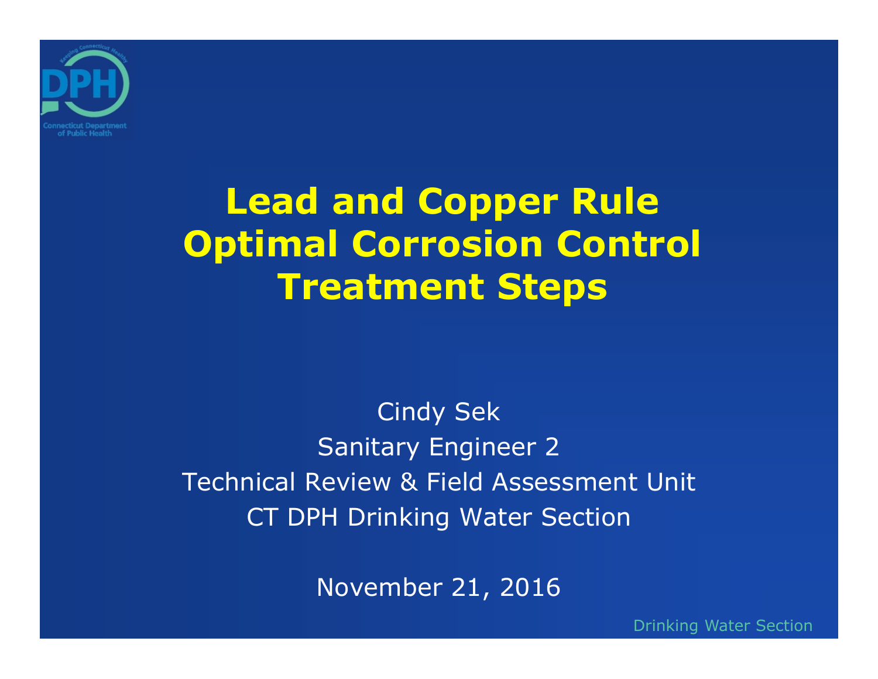# Lead and Copper Rule Optimal Corrosion Control Treatment Steps

Cindy Sek

Sanitary Engineer 2

Technical Review & Field Assessment Unit

CT DPH Drinking Water Section

November 21, 2016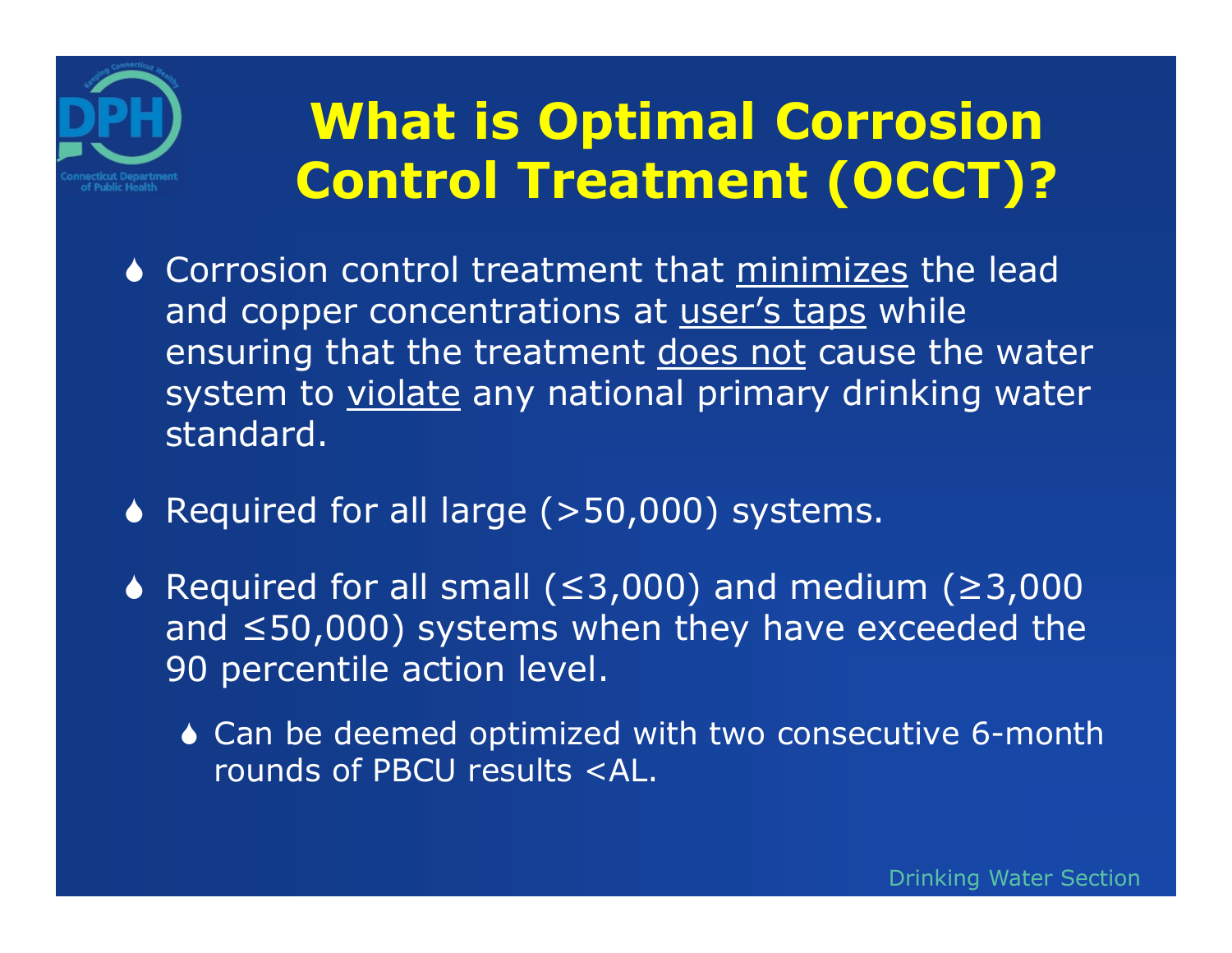# What is Optimal Corrosion Control Treatment (OCCT)?

- Corrosion control treatment that <u>minimizes</u> the lead and copper concentrations at <u>user's taps</u> while ensuring that the treatment <u>does not</u> cause the water system to <u>violate</u> any national primary drinking water standard.
- Required for all large (>50,000) systems.
- Required for all small (≤3,000) and medium (≥3,000 and ≤50,000) systems when they have exceeded the 90 percentile action level.
  - Can be deemed optimized with two consecutive 6-month rounds of PBCU results <AL.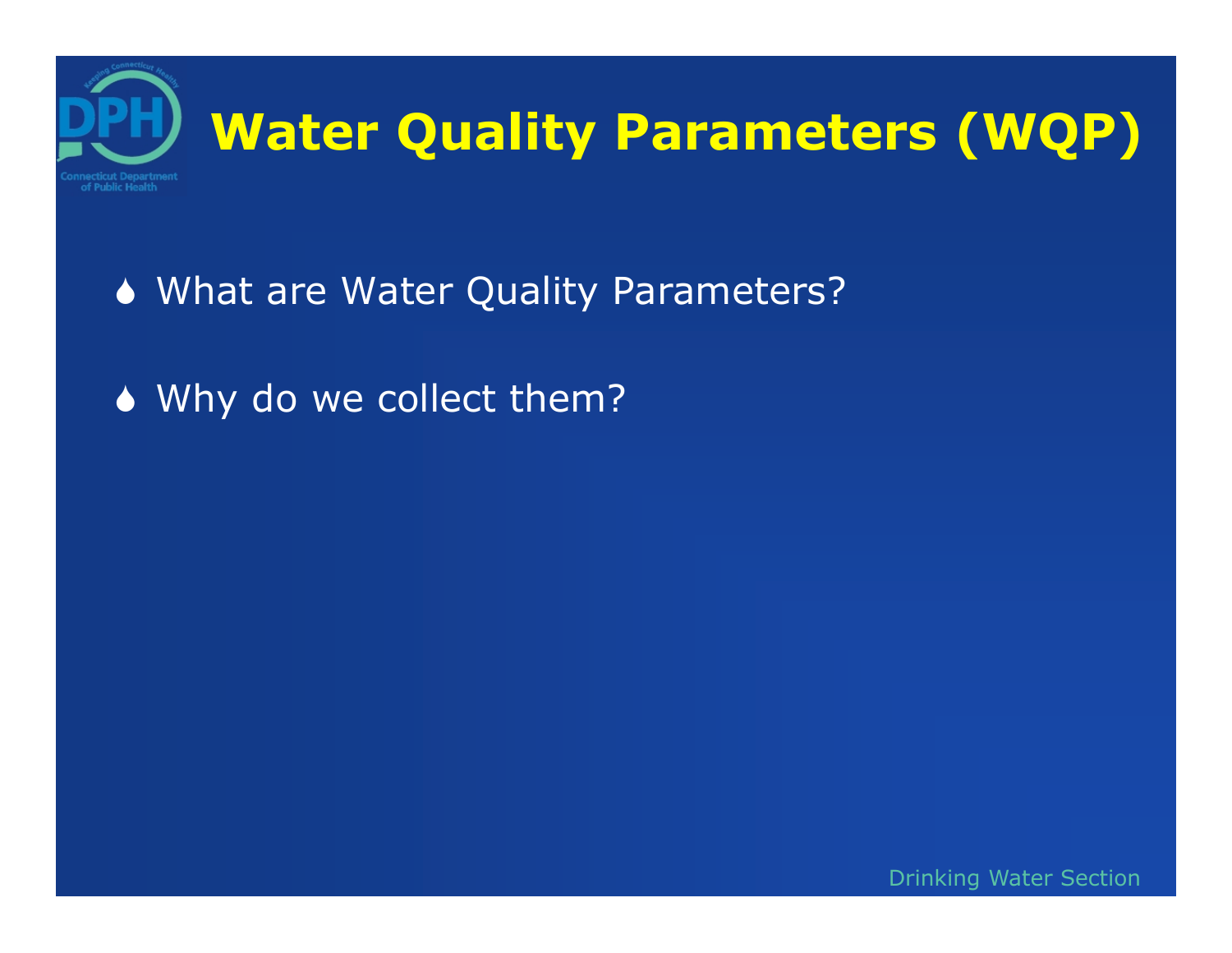# Water Quality Parameters (WQP)

- What are Water Quality Parameters?
- Why do we collect them?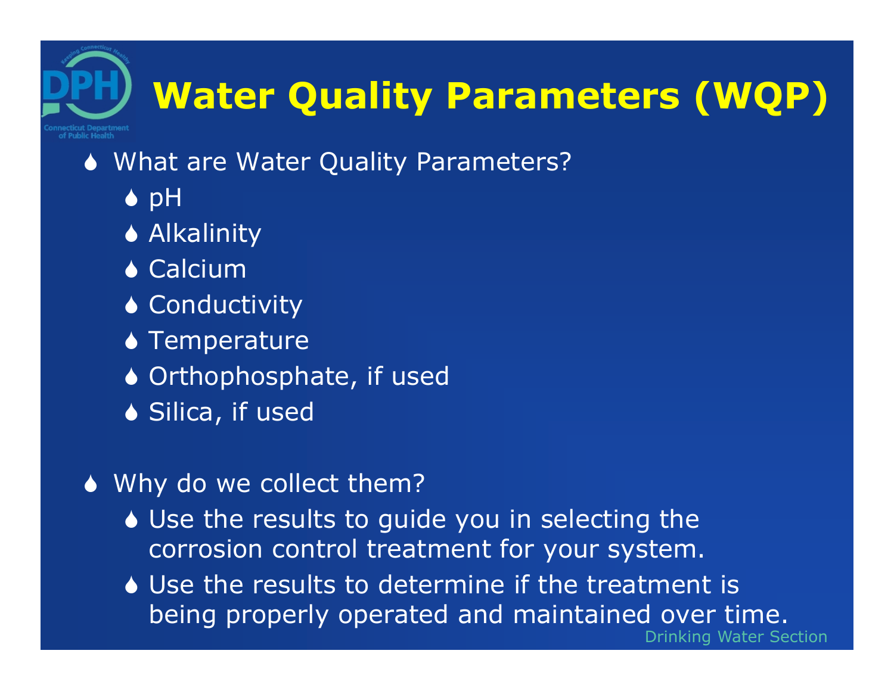# Water Quality Parameters (WQP)

- What are Water Quality Parameters?
  - pH
  - Alkalinity
  - Calcium
  - Conductivity
  - Temperature
  - Orthophosphate, if used
  - Silica, if used

- Why do we collect them?
  - Use the results to guide you in selecting the corrosion control treatment for your system.
  - Use the results to determine if the treatment is being properly operated and maintained over time.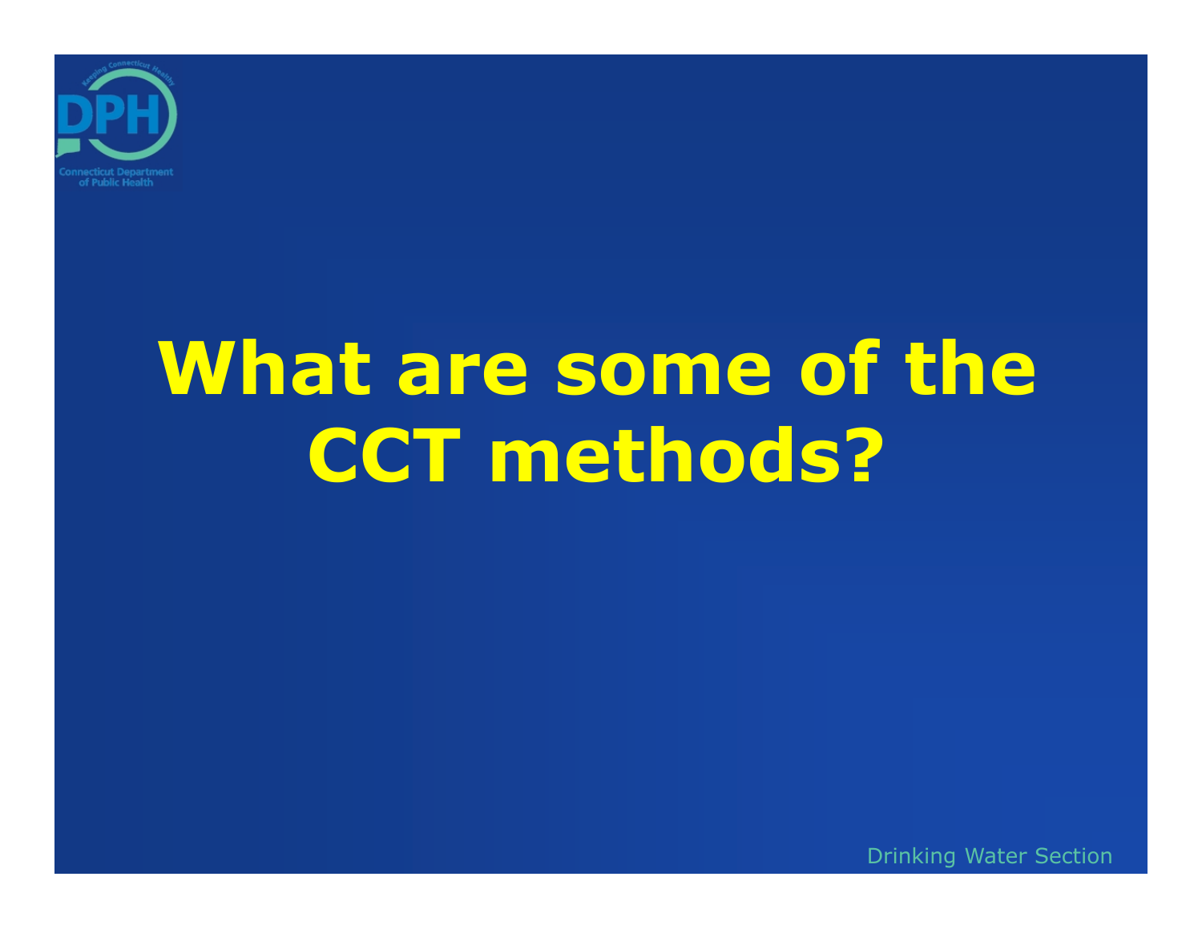# What are some of the CCT methods?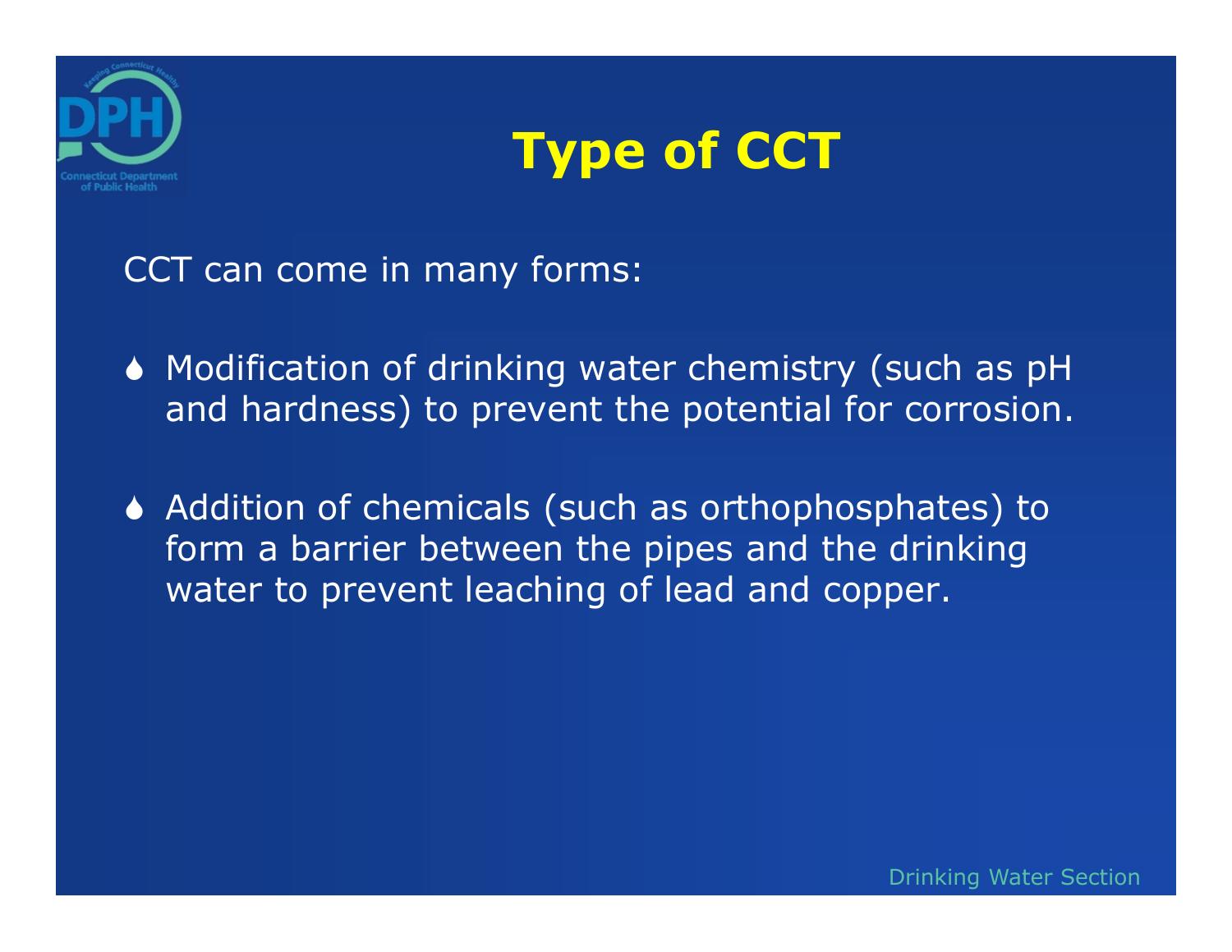# Type of CCT

CCT can come in many forms:

- Modification of drinking water chemistry (such as pH and hardness) to prevent the potential for corrosion.
- Addition of chemicals (such as orthophosphates) to form a barrier between the pipes and the drinking water to prevent leaching of lead and copper.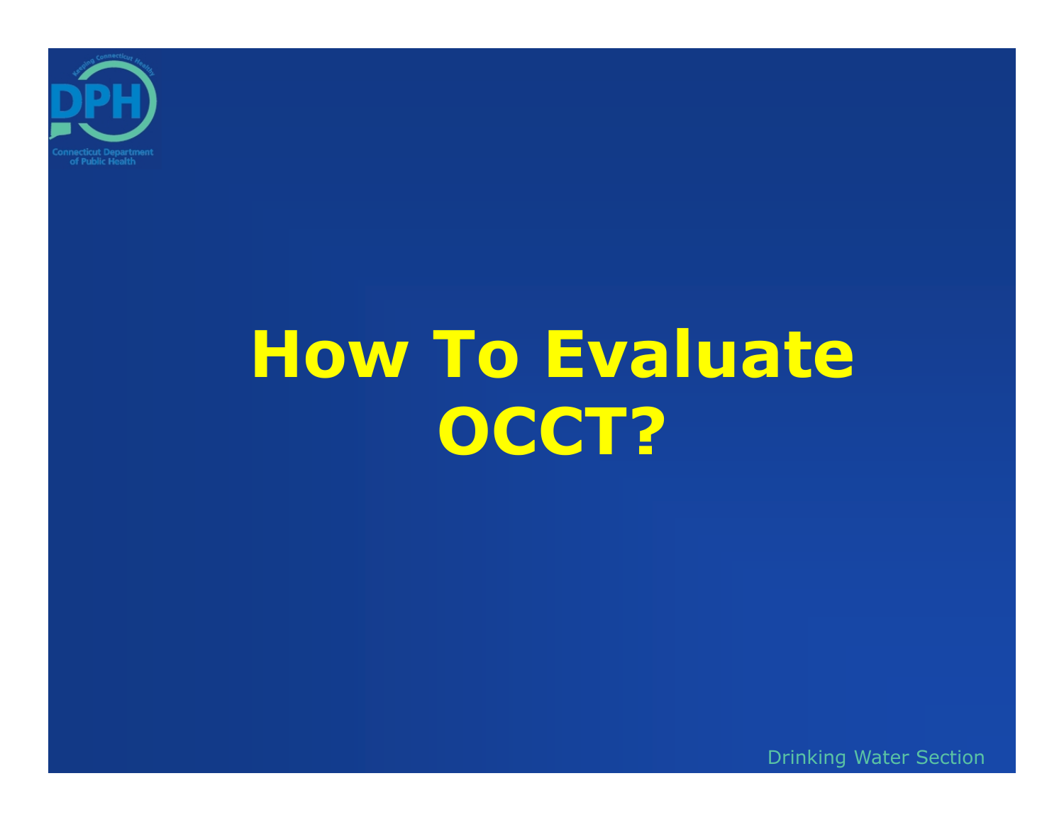# How To Evaluate OCCT?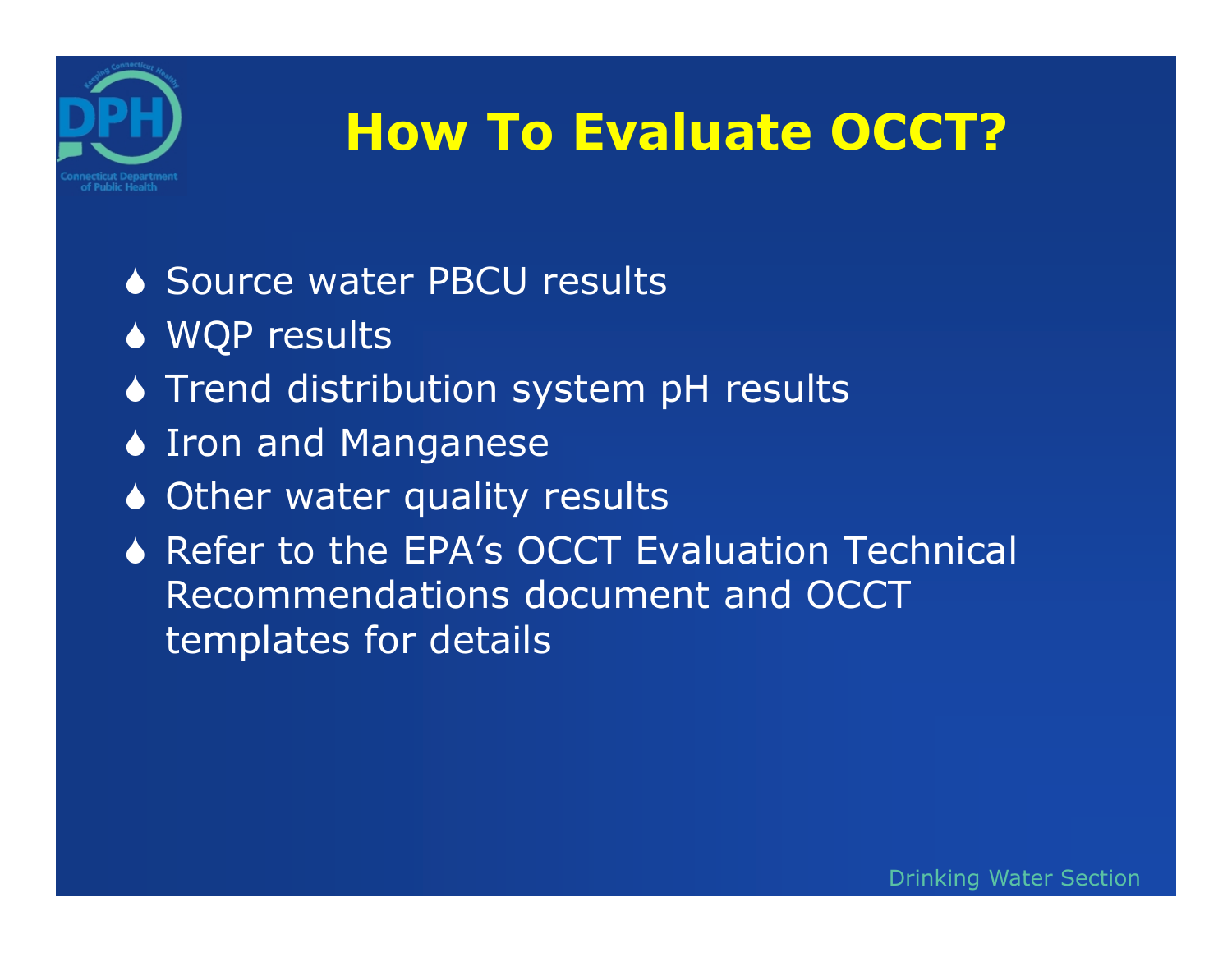# How To Evaluate OCCT?

- Source water PBCU results
- WQP results
- Trend distribution system pH results
- Iron and Manganese
- Other water quality results
- Refer to the EPA's OCCT Evaluation Technical Recommendations document and OCCT templates for details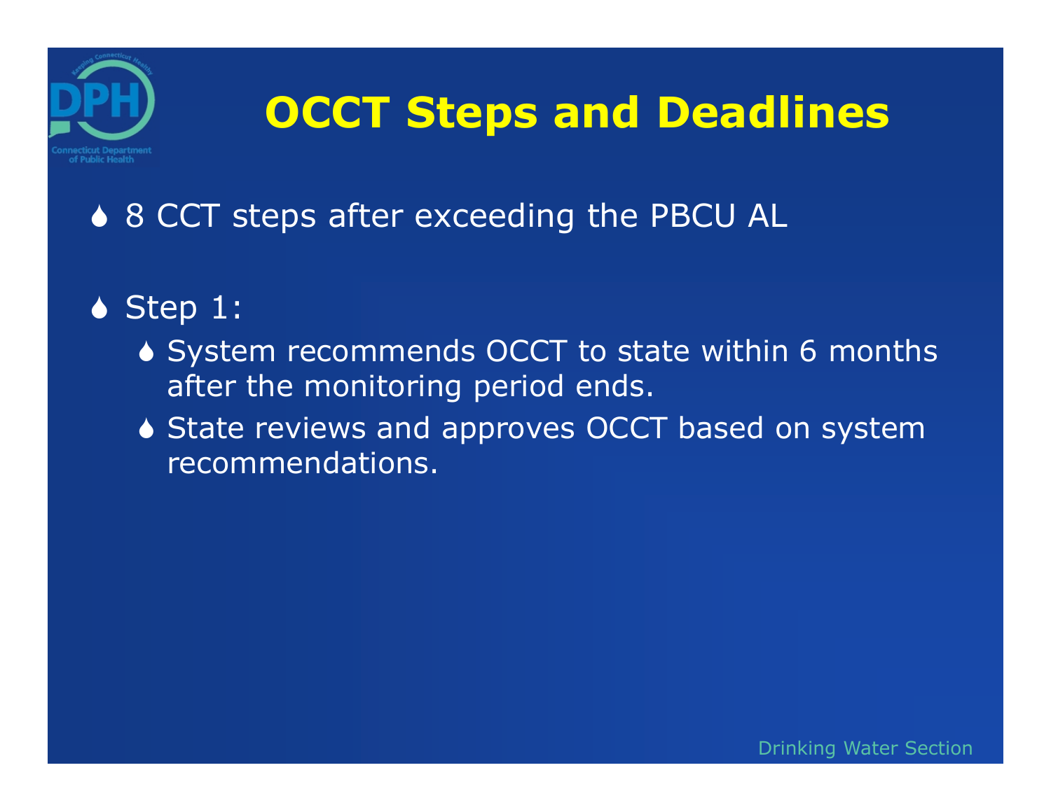# OCCT Steps and Deadlines

- 8 CCT steps after exceeding the PBCU AL
- Step 1:
  - System recommends OCCT to state within 6 months after the monitoring period ends.
  - State reviews and approves OCCT based on system recommendations.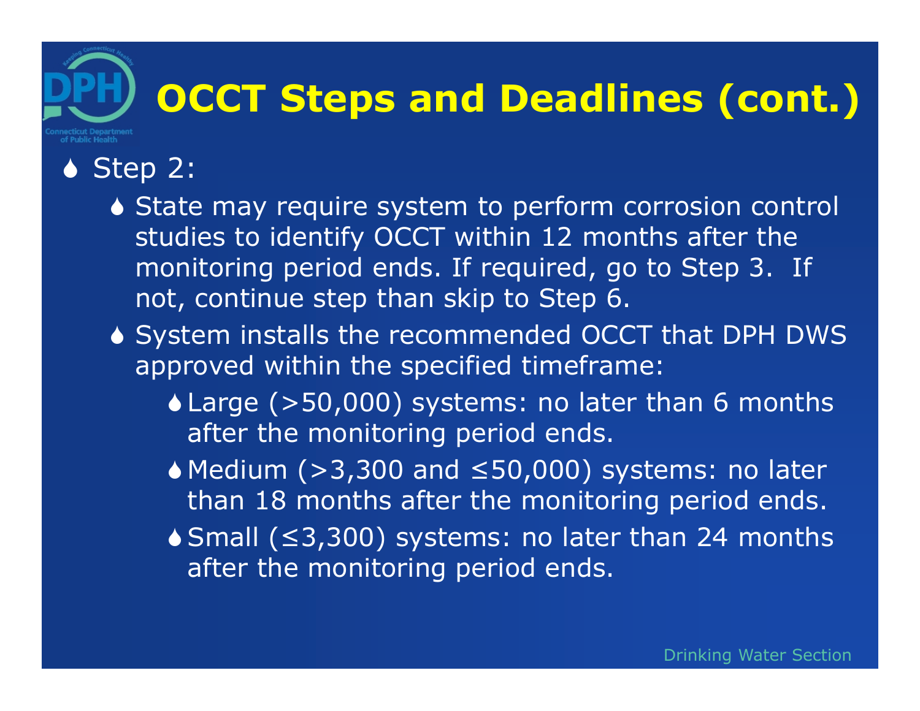# OCCT Steps and Deadlines (cont.)

- Step 2:
  - State may require system to perform corrosion control studies to identify OCCT within 12 months after the monitoring period ends. If required, go to Step 3. If not, continue step than skip to Step 6.
  - System installs the recommended OCCT that DPH DWS approved within the specified timeframe:
    - Large (>50,000) systems: no later than 6 months after the monitoring period ends.
    - Medium (>3,300 and ≤50,000) systems: no later than 18 months after the monitoring period ends.
    - Small (≤3,300) systems: no later than 24 months after the monitoring period ends.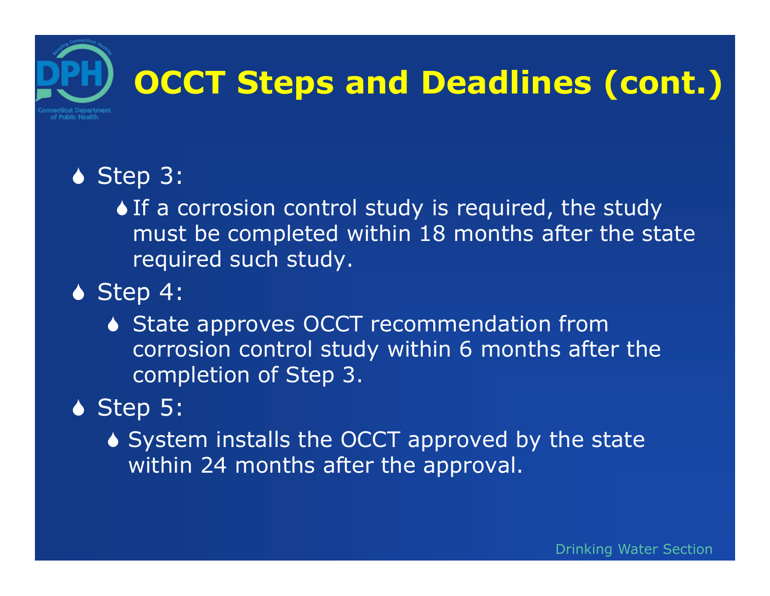# OCCT Steps and Deadlines (cont.)

- Step 3:
  - If a corrosion control study is required, the study must be completed within 18 months after the state required such study.
- Step 4:
  - State approves OCCT recommendation from corrosion control study within 6 months after the completion of Step 3.
- Step 5:
  - System installs the OCCT approved by the state within 24 months after the approval.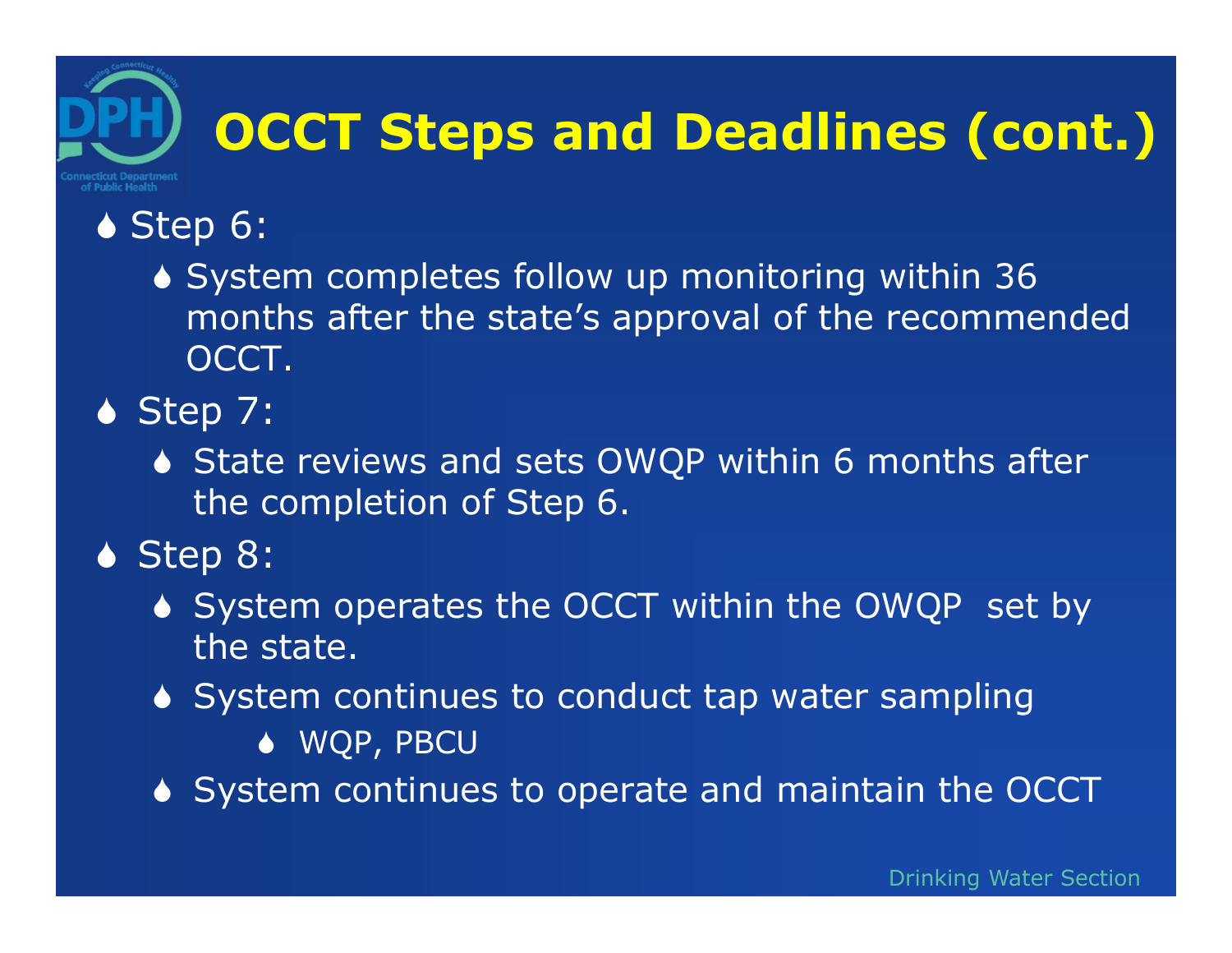# OCCT Steps and Deadlines (cont.)

- Step 6:
  - System completes follow up monitoring within 36 months after the state's approval of the recommended OCCT.
- Step 7:
  - State reviews and sets OWQP within 6 months after the completion of Step 6.
- Step 8:
  - System operates the OCCT within the OWQP set by the state.
  - System continues to conduct tap water sampling
    - WQP, PBCU
  - System continues to operate and maintain the OCCT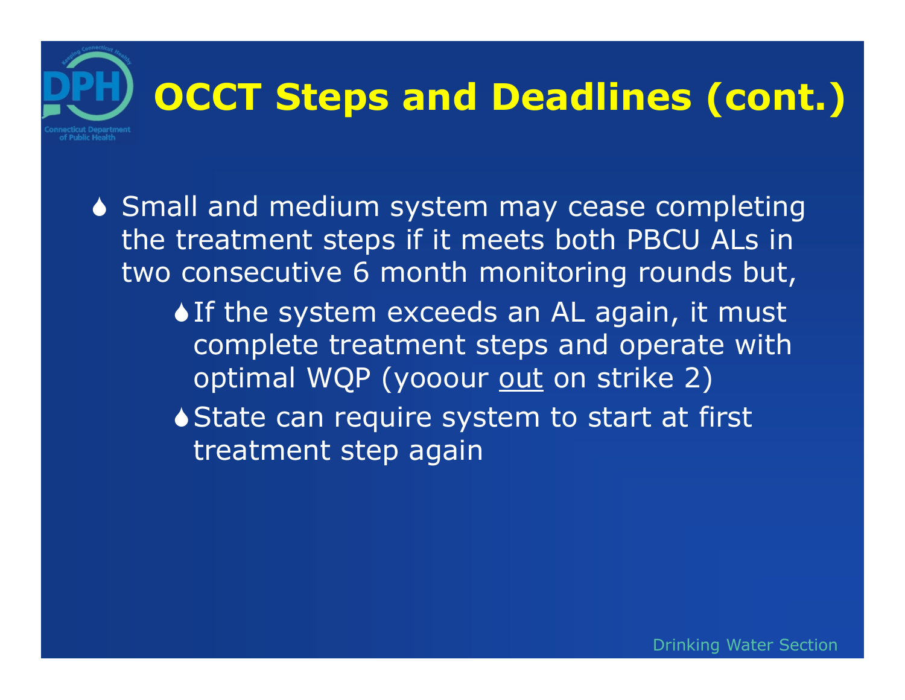# OCCT Steps and Deadlines (cont.)

- Small and medium system may cease completing the treatment steps if it meets both PBCU ALs in two consecutive 6 month monitoring rounds but,
  - If the system exceeds an AL again, it must complete treatment steps and operate with optimal WQP (yooour <u>out</u> on strike 2)
  - State can require system to start at first treatment step again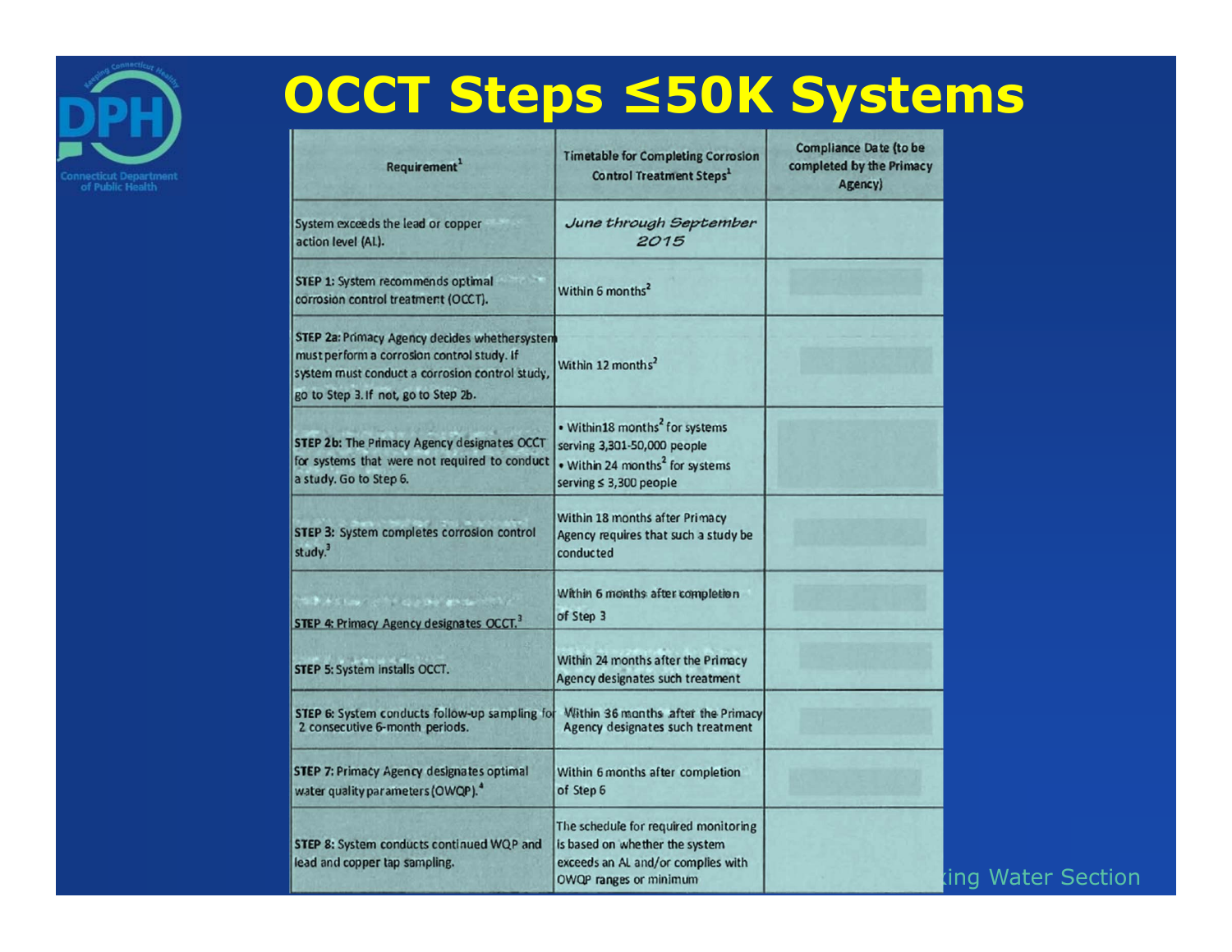# OCCT Steps ≤50K Systems

| Requirement[1] | Timetable for Completing Corrosion Control Treatment Steps[1] | Compliance Date (to be completed by the Primacy Agency) |
|---|---|---|
| System exceeds the lead or copper action level (AL). | *June through September 2015* | |
| **STEP 1:** System recommends optimal corrosion control treatment (OCCT). | Within 6 months[2] | |
| **STEP 2a:** Primacy Agency decides whether system must perform a corrosion control study. If system must conduct a corrosion control study, go to Step 3. If not, go to Step 2b. | Within 12 months[2] | |
| **STEP 2b:** The Primacy Agency designates OCCT for systems that were not required to conduct a study. Go to Step 6. | • Within 18 months[2] for systems serving 3,301-50,000 people<br>• Within 24 months[2] for systems serving ≤ 3,300 people | |
| **STEP 3:** System completes corrosion control study.[3] | Within 18 months after Primacy Agency requires that such a study be conducted | |
| **STEP 4:** Primacy Agency designates OCCT.[3] | Within 6 months after completion of Step 3 | |
| **STEP 5:** System installs OCCT. | Within 24 months after the Primacy Agency designates such treatment | |
| **STEP 6:** System conducts follow-up sampling for 2 consecutive 6-month periods. | Within 36 months after the Primacy Agency designates such treatment | |
| **STEP 7:** Primacy Agency designates optimal water quality parameters (OWQP).[4] | Within 6 months after completion of Step 6 | |
| **STEP 8:** System conducts continued WQP and lead and copper tap sampling. | The schedule for required monitoring is based on whether the system exceeds an AL and/or complies with OWQP ranges or minimum | |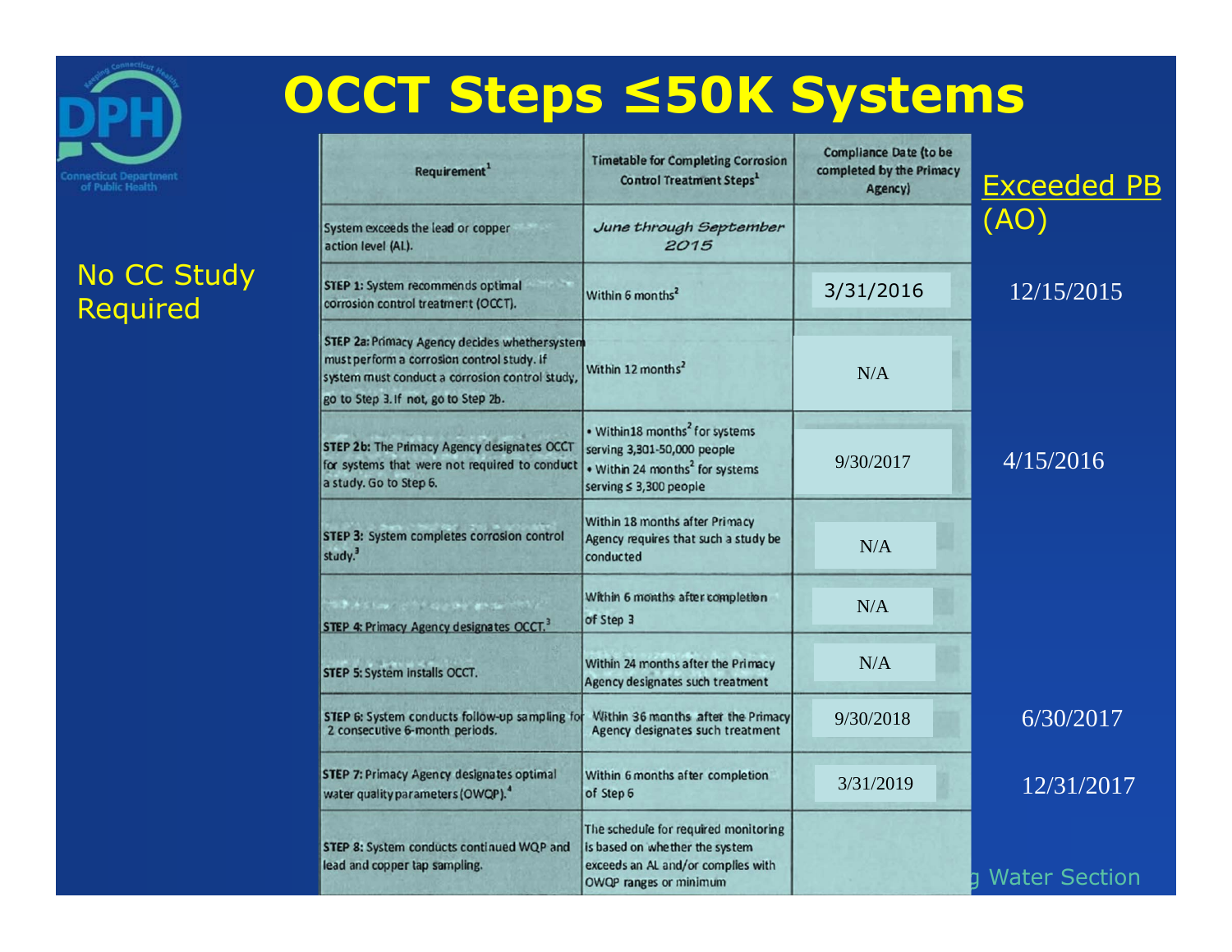# OCCT Steps ≤50K Systems

No CC Study Required

| Requirement[1] | Timetable for Completing Corrosion Control Treatment Steps[1] | Compliance Date (to be completed by the Primacy Agency) | Exceeded PB (AO) |
|---|---|---|---|
| System exceeds the lead or copper action level (AL). | *June through September 2015* | | |
| **STEP 1:** System recommends optimal corrosion control treatment (OCCT). | Within 6 months[2] | 3/31/2016 | 12/15/2015 |
| **STEP 2a:** Primacy Agency decides whether system must perform a corrosion control study. If system must conduct a corrosion control study, go to Step 3. If not, go to Step 2b. | Within 12 months[2] | N/A | |
| **STEP 2b:** The Primacy Agency designates OCCT for systems that were not required to conduct a study. Go to Step 6. | • Within 18 months[2] for systems serving 3,301-50,000 people<br>• Within 24 months[2] for systems serving ≤ 3,300 people | 9/30/2017 | 4/15/2016 |
| **STEP 3:** System completes corrosion control study.[3] | Within 18 months after Primacy Agency requires that such a study be conducted | N/A | |
| **STEP 4:** Primacy Agency designates OCCT.[3] | Within 6 months after completion of Step 3 | N/A | |
| **STEP 5:** System installs OCCT. | Within 24 months after the Primacy Agency designates such treatment | N/A | |
| **STEP 6:** System conducts follow-up sampling for 2 consecutive 6-month periods. | Within 36 months after the Primacy Agency designates such treatment | 9/30/2018 | 6/30/2017 |
| **STEP 7:** Primacy Agency designates optimal water quality parameters (OWQP).[4] | Within 6 months after completion of Step 6 | 3/31/2019 | 12/31/2017 |
| **STEP 8:** System conducts continued WQP and lead and copper tap sampling. | The schedule for required monitoring is based on whether the system exceeds an AL and/or complies with OWQP ranges or minimum | | |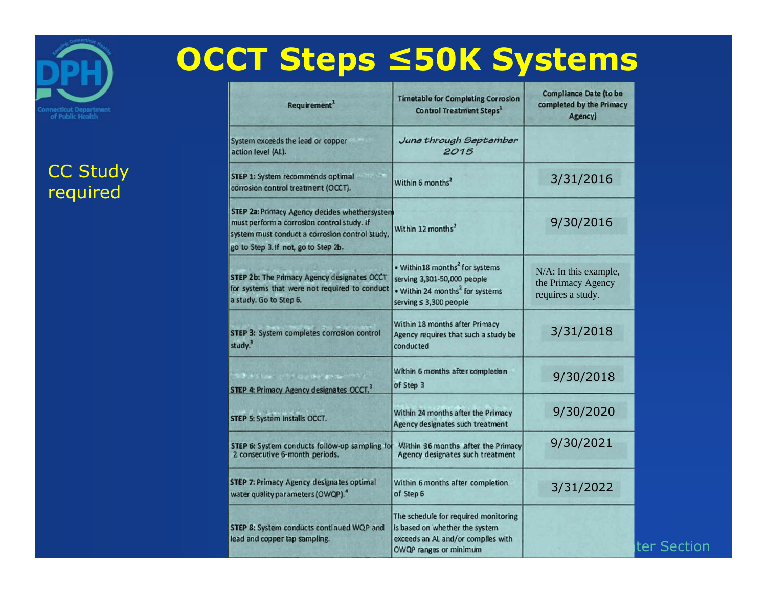# OCCT Steps ≤50K Systems

CC Study required

| Requirement[1] | Timetable for Completing Corrosion Control Treatment Steps[1] | Compliance Date (to be completed by the Primacy Agency) |
|---|---|---|
| System exceeds the lead or copper action level (AL). | *June through September 2015* | |
| **STEP 1:** System recommends optimal corrosion control treatment (OCCT). | Within 6 months[2] | 3/31/2016 |
| **STEP 2a:** Primacy Agency decides whether system must perform a corrosion control study. If system must conduct a corrosion control study, go to Step 3. If not, go to Step 2b. | Within 12 months[2] | 9/30/2016 |
| **STEP 2b:** The Primacy Agency designates OCCT for systems that were not required to conduct a study. Go to Step 6. | • Within18 months[2] for systems serving 3,301-50,000 people • Within 24 months[2] for systems serving ≤ 3,300 people | N/A: In this example, the Primacy Agency requires a study. |
| **STEP 3:** System completes corrosion control study.[3] | Within 18 months after Primacy Agency requires that such a study be conducted | 3/31/2018 |
| **STEP 4:** Primacy Agency designates OCCT.[3] | Within 6 months after completion of Step 3 | 9/30/2018 |
| **STEP 5:** System installs OCCT. | Within 24 months after the Primacy Agency designates such treatment | 9/30/2020 |
| **STEP 6:** System conducts follow-up sampling for 2 consecutive 6-month periods. | Within 36 months after the Primacy Agency designates such treatment | 9/30/2021 |
| **STEP 7:** Primacy Agency designates optimal water quality parameters (OWQP).[4] | Within 6 months after completion of Step 6 | 3/31/2022 |
| **STEP 8:** System conducts continued WQP and lead and copper tap sampling. | The schedule for required monitoring is based on whether the system exceeds an AL and/or complies with OWQP ranges or minimum | |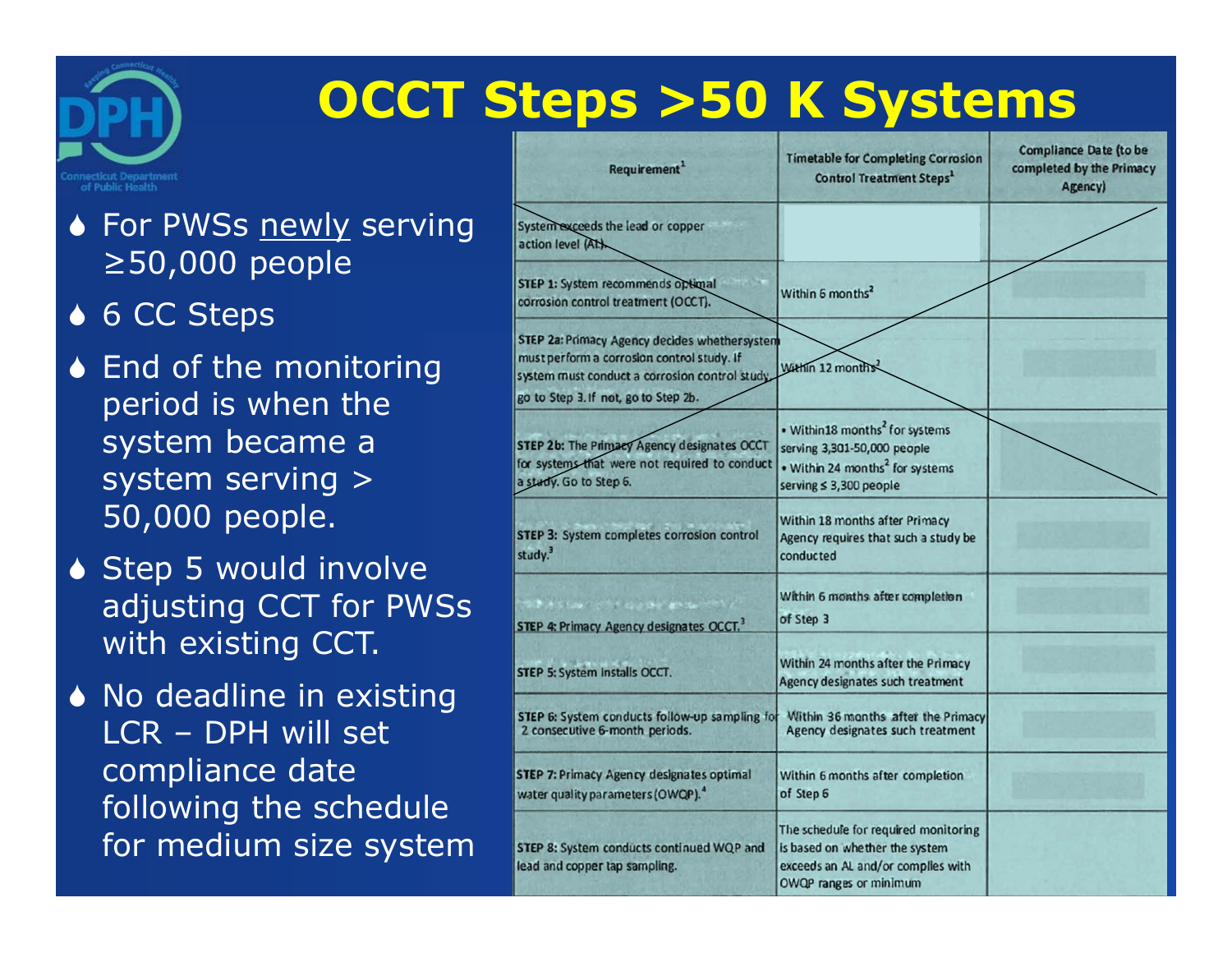# OCCT Steps >50 K Systems

- For PWSs newly serving ≥50,000 people
- 6 CC Steps
- End of the monitoring period is when the system became a system serving > 50,000 people.
- Step 5 would involve adjusting CCT for PWSs with existing CCT.
- No deadline in existing LCR – DPH will set compliance date following the schedule for medium size system

| Requirement[1] | Timetable for Completing Corrosion Control Treatment Steps[1] | Compliance Date (to be completed by the Primacy Agency) |
|---|---|---|
| System exceeds the lead or copper action level (AL). | | |
| STEP 1: System recommends optimal corrosion control treatment (OCCT). | Within 6 months[2] | |
| STEP 2a: Primacy Agency decides whether system must perform a corrosion control study. If system must conduct a corrosion control study, go to Step 3. If not, go to Step 2b. | Within 12 months[2] | |
| STEP 2b: The Primacy Agency designates OCCT for systems that were not required to conduct a study. Go to Step 6. | • Within 18 months[2] for systems serving 3,301-50,000 people<br>• Within 24 months[2] for systems serving ≤ 3,300 people | |
| STEP 3: System completes corrosion control study.[3] | Within 18 months after Primacy Agency requires that such a study be conducted | |
| STEP 4: Primacy Agency designates OCCT.[3] | Within 6 months after completion of Step 3 | |
| STEP 5: System installs OCCT. | Within 24 months after the Primacy Agency designates such treatment | |
| STEP 6: System conducts follow-up sampling for 2 consecutive 6-month periods. | Within 36 months after the Primacy Agency designates such treatment | |
| STEP 7: Primacy Agency designates optimal water quality parameters (OWQP).[4] | Within 6 months after completion of Step 6 | |
| STEP 8: System conducts continued WQP and lead and copper tap sampling. | The schedule for required monitoring is based on whether the system exceeds an AL and/or complies with OWQP ranges or minimum | |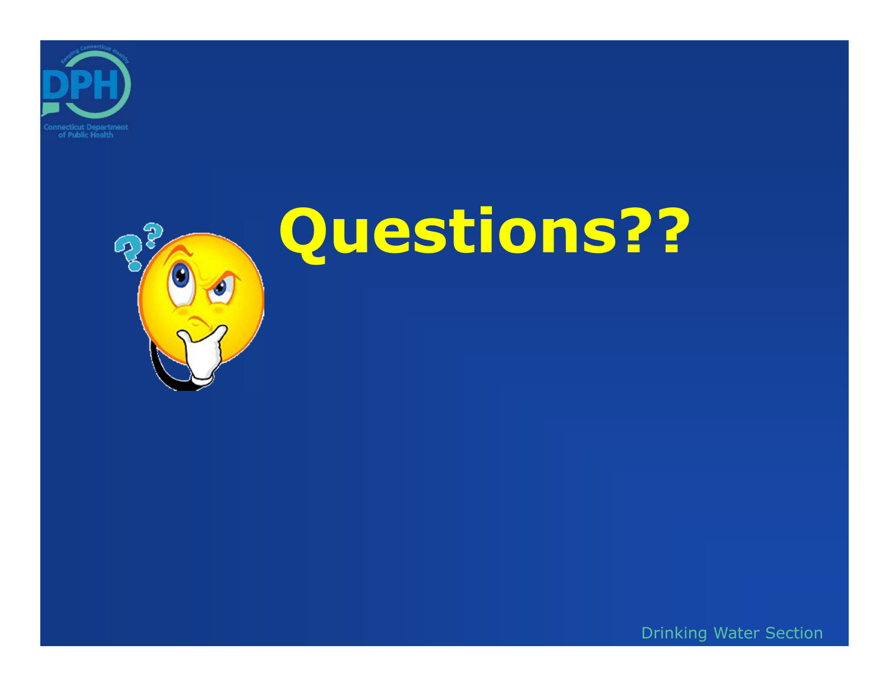# Questions??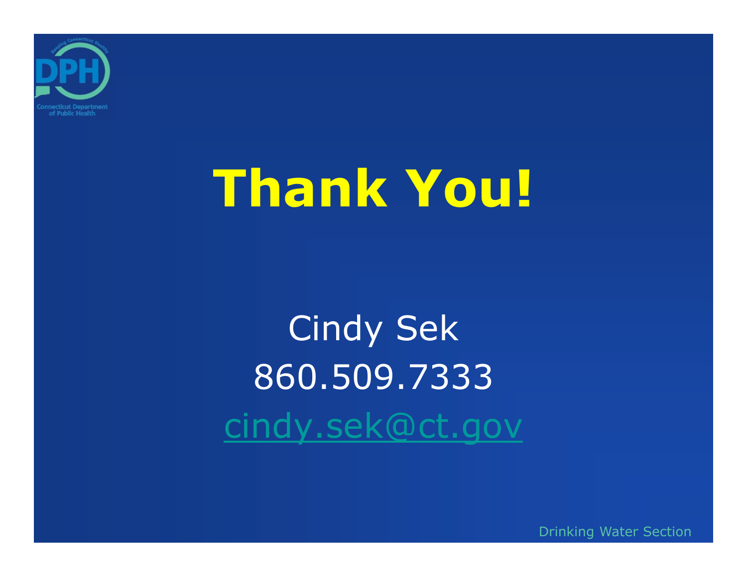# Thank You!

Cindy Sek
860.509.7333
cindy.sek@ct.gov